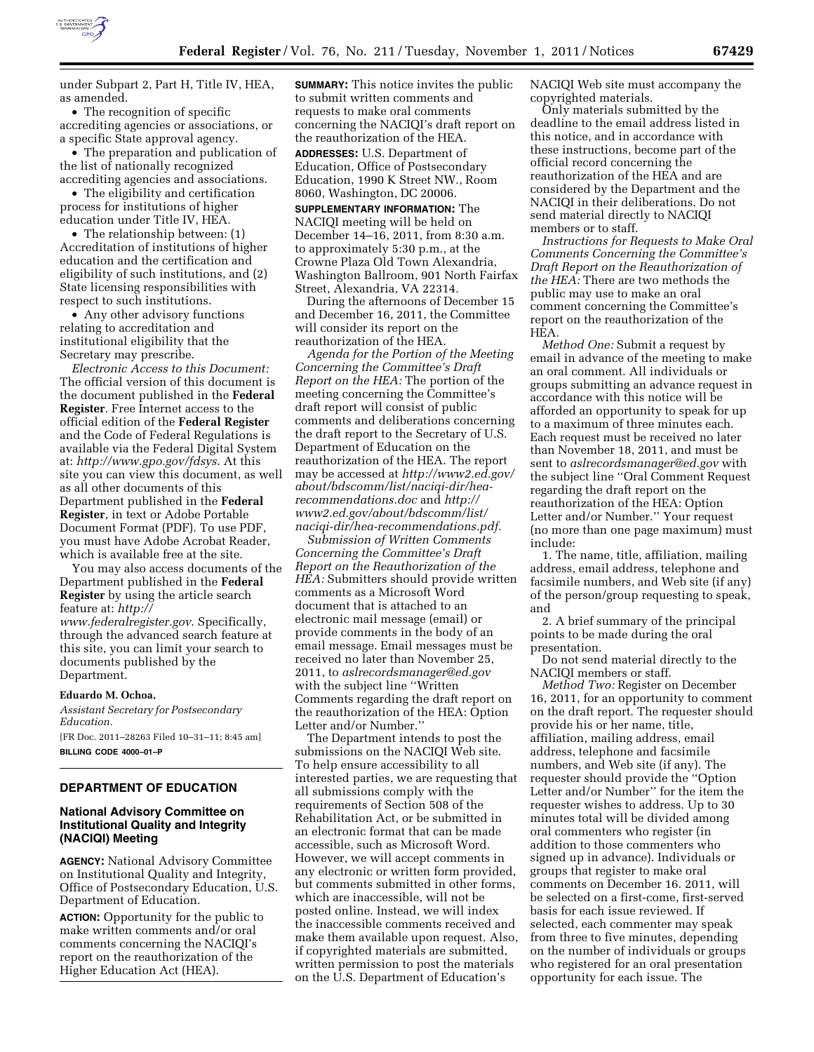under Subpart 2, Part H, Title IV, HEA, as amended.

- The recognition of specific accrediting agencies or associations, or a specific State approval agency.
- The preparation and publication of the list of nationally recognized accrediting agencies and associations.
- The eligibility and certification process for institutions of higher education under Title IV, HEA.
- The relationship between: (1) Accreditation of institutions of higher education and the certification and eligibility of such institutions, and (2) State licensing responsibilities with respect to such institutions.
- Any other advisory functions relating to accreditation and institutional eligibility that the Secretary may prescribe.

*Electronic Access to this Document:* The official version of this document is the document published in the **Federal Register**. Free Internet access to the official edition of the **Federal Register** and the Code of Federal Regulations is available via the Federal Digital System at: *http://www.gpo.gov/fdsys*. At this site you can view this document, as well as all other documents of this Department published in the **Federal Register**, in text or Adobe Portable Document Format (PDF). To use PDF, you must have Adobe Acrobat Reader, which is available free at the site.

You may also access documents of the Department published in the **Federal Register** by using the article search feature at: *http://www.federalregister.gov*. Specifically, through the advanced search feature at this site, you can limit your search to documents published by the Department.

**Eduardo M. Ochoa,**

*Assistant Secretary for Postsecondary Education.*

[FR Doc. 2011–28263 Filed 10–31–11; 8:45 am]

**BILLING CODE 4000–01–P**

## DEPARTMENT OF EDUCATION

### National Advisory Committee on Institutional Quality and Integrity (NACIQI) Meeting

**AGENCY:** National Advisory Committee on Institutional Quality and Integrity, Office of Postsecondary Education, U.S. Department of Education.

**ACTION:** Opportunity for the public to make written comments and/or oral comments concerning the NACIQI's report on the reauthorization of the Higher Education Act (HEA).

**SUMMARY:** This notice invites the public to submit written comments and requests to make oral comments concerning the NACIQI's draft report on the reauthorization of the HEA.

**ADDRESSES:** U.S. Department of Education, Office of Postsecondary Education, 1990 K Street NW., Room 8060, Washington, DC 20006.

**SUPPLEMENTARY INFORMATION:** The NACIQI meeting will be held on December 14–16, 2011, from 8:30 a.m. to approximately 5:30 p.m., at the Crowne Plaza Old Town Alexandria, Washington Ballroom, 901 North Fairfax Street, Alexandria, VA 22314.

During the afternoons of December 15 and December 16, 2011, the Committee will consider its report on the reauthorization of the HEA.

*Agenda for the Portion of the Meeting Concerning the Committee's Draft Report on the HEA:* The portion of the meeting concerning the Committee's draft report will consist of public comments and deliberations concerning the draft report to the Secretary of U.S. Department of Education on the reauthorization of the HEA. The report may be accessed at *http://www2.ed.gov/about/bdscomm/list/naciqi-dir/hea-recommendations.doc* and *http://www2.ed.gov/about/bdscomm/list/naciqi-dir/hea-recommendations.pdf*.

*Submission of Written Comments Concerning the Committee's Draft Report on the Reauthorization of the HEA:* Submitters should provide written comments as a Microsoft Word document that is attached to an electronic mail message (email) or provide comments in the body of an email message. Email messages must be received no later than November 25, 2011, to *aslrecordsmanager@ed.gov* with the subject line ''Written Comments regarding the draft report on the reauthorization of the HEA: Option Letter and/or Number.''

The Department intends to post the submissions on the NACIQI Web site. To help ensure accessibility to all interested parties, we are requesting that all submissions comply with the requirements of Section 508 of the Rehabilitation Act, or be submitted in an electronic format that can be made accessible, such as Microsoft Word. However, we will accept comments in any electronic or written form provided, but comments submitted in other forms, which are inaccessible, will not be posted online. Instead, we will index the inaccessible comments received and make them available upon request. Also, if copyrighted materials are submitted, written permission to post the materials on the U.S. Department of Education's NACIQI Web site must accompany the copyrighted materials.

Only materials submitted by the deadline to the email address listed in this notice, and in accordance with these instructions, become part of the official record concerning the reauthorization of the HEA and are considered by the Department and the NACIQI in their deliberations. Do not send material directly to NACIQI members or to staff.

*Instructions for Requests to Make Oral Comments Concerning the Committee's Draft Report on the Reauthorization of the HEA:* There are two methods the public may use to make an oral comment concerning the Committee's report on the reauthorization of the HEA.

*Method One:* Submit a request by email in advance of the meeting to make an oral comment. All individuals or groups submitting an advance request in accordance with this notice will be afforded an opportunity to speak for up to a maximum of three minutes each. Each request must be received no later than November 18, 2011, and must be sent to *aslrecordsmanager@ed.gov* with the subject line ''Oral Comment Request regarding the draft report on the reauthorization of the HEA: Option Letter and/or Number.'' Your request (no more than one page maximum) must include:

1. The name, title, affiliation, mailing address, email address, telephone and facsimile numbers, and Web site (if any) of the person/group requesting to speak, and
2. A brief summary of the principal points to be made during the oral presentation.

Do not send material directly to the NACIQI members or staff.

*Method Two:* Register on December 16, 2011, for an opportunity to comment on the draft report. The requester should provide his or her name, title, affiliation, mailing address, email address, telephone and facsimile numbers, and Web site (if any). The requester should provide the ''Option Letter and/or Number'' for the item the requester wishes to address. Up to 30 minutes total will be divided among oral commenters who register (in addition to those commenters who signed up in advance). Individuals or groups that register to make oral comments on December 16. 2011, will be selected on a first-come, first-served basis for each issue reviewed. If selected, each commenter may speak from three to five minutes, depending on the number of individuals or groups who registered for an oral presentation opportunity for each issue. The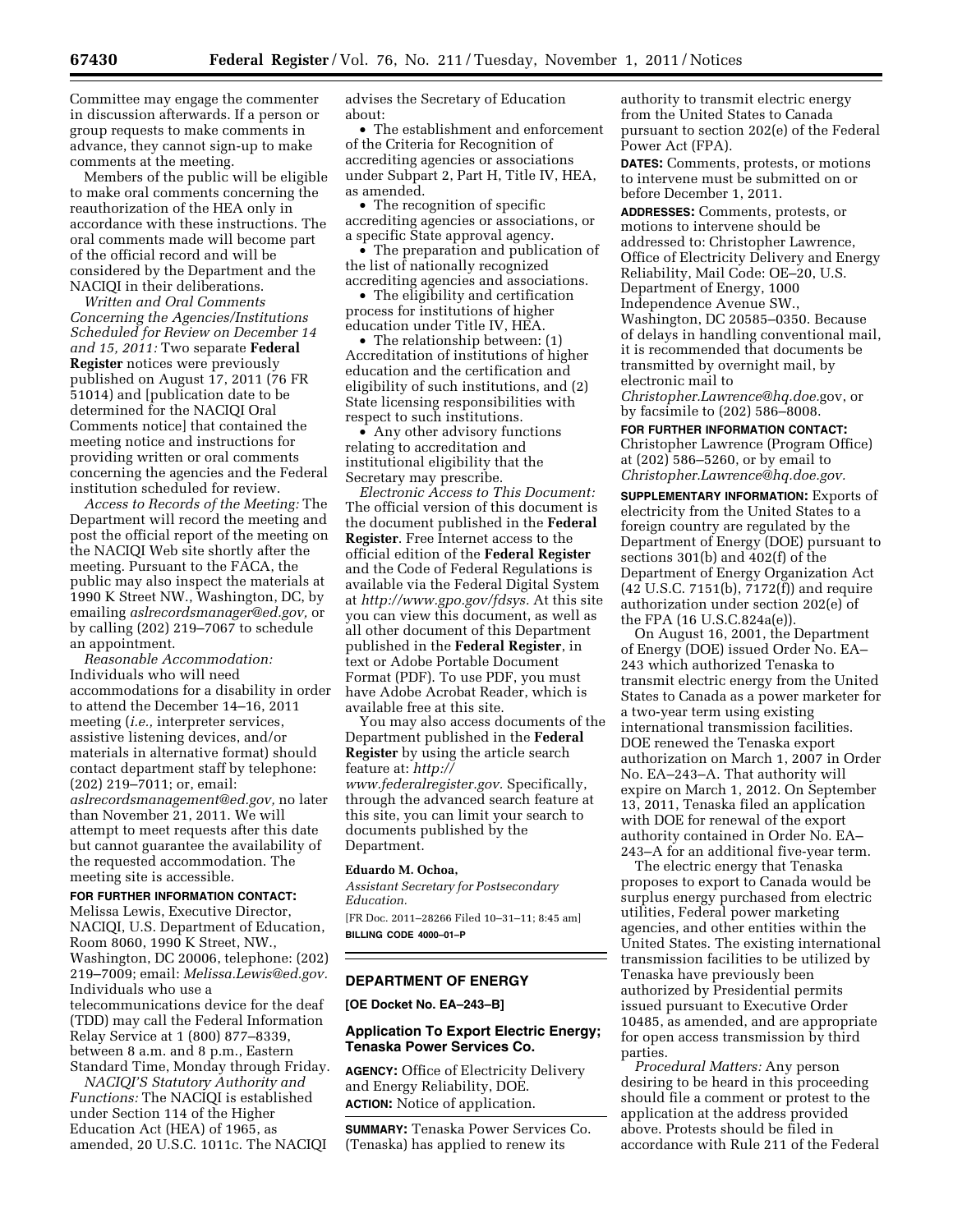Committee may engage the commenter in discussion afterwards. If a person or group requests to make comments in advance, they cannot sign-up to make comments at the meeting.

Members of the public will be eligible to make oral comments concerning the reauthorization of the HEA only in accordance with these instructions. The oral comments made will become part of the official record and will be considered by the Department and the NACIQI in their deliberations.

*Written and Oral Comments Concerning the Agencies/Institutions Scheduled for Review on December 14 and 15, 2011:* Two separate **Federal Register** notices were previously published on August 17, 2011 (76 FR 51014) and [publication date to be determined for the NACIQI Oral Comments notice] that contained the meeting notice and instructions for providing written or oral comments concerning the agencies and the Federal institution scheduled for review.

*Access to Records of the Meeting:* The Department will record the meeting and post the official report of the meeting on the NACIQI Web site shortly after the meeting. Pursuant to the FACA, the public may also inspect the materials at 1990 K Street NW., Washington, DC, by emailing *aslrecordsmanager@ed.gov,* or by calling (202) 219–7067 to schedule an appointment.

*Reasonable Accommodation:* Individuals who will need accommodations for a disability in order to attend the December 14–16, 2011 meeting (*i.e.,* interpreter services, assistive listening devices, and/or materials in alternative format) should contact department staff by telephone: (202) 219–7011; or, email: *aslrecordsmanagement@ed.gov,* no later than November 21, 2011. We will attempt to meet requests after this date but cannot guarantee the availability of the requested accommodation. The meeting site is accessible.

**FOR FURTHER INFORMATION CONTACT:** Melissa Lewis, Executive Director, NACIQI, U.S. Department of Education, Room 8060, 1990 K Street, NW., Washington, DC 20006, telephone: (202) 219–7009; email: *Melissa.Lewis@ed.gov.* Individuals who use a telecommunications device for the deaf (TDD) may call the Federal Information Relay Service at 1 (800) 877–8339, between 8 a.m. and 8 p.m., Eastern Standard Time, Monday through Friday.

*NACIQI'S Statutory Authority and Functions:* The NACIQI is established under Section 114 of the Higher Education Act (HEA) of 1965, as amended, 20 U.S.C. 1011c. The NACIQI advises the Secretary of Education about:

- The establishment and enforcement of the Criteria for Recognition of accrediting agencies or associations under Subpart 2, Part H, Title IV, HEA, as amended.
- The recognition of specific accrediting agencies or associations, or a specific State approval agency.
- The preparation and publication of the list of nationally recognized accrediting agencies and associations.
- The eligibility and certification process for institutions of higher education under Title IV, HEA.
- The relationship between: (1) Accreditation of institutions of higher education and the certification and eligibility of such institutions, and (2) State licensing responsibilities with respect to such institutions.
- Any other advisory functions relating to accreditation and institutional eligibility that the Secretary may prescribe.

*Electronic Access to This Document:* The official version of this document is the document published in the **Federal Register**. Free Internet access to the official edition of the **Federal Register** and the Code of Federal Regulations is available via the Federal Digital System at *http://www.gpo.gov/fdsys.* At this site you can view this document, as well as all other document of this Department published in the **Federal Register**, in text or Adobe Portable Document Format (PDF). To use PDF, you must have Adobe Acrobat Reader, which is available free at this site.

You may also access documents of the Department published in the **Federal Register** by using the article search feature at: *http://www.federalregister.gov.* Specifically, through the advanced search feature at this site, you can limit your search to documents published by the Department.

**Eduardo M. Ochoa,**

*Assistant Secretary for Postsecondary Education.*

[FR Doc. 2011–28266 Filed 10–31–11; 8:45 am]

**BILLING CODE 4000–01–P**

## DEPARTMENT OF ENERGY

**[OE Docket No. EA–243–B]**

### Application To Export Electric Energy; Tenaska Power Services Co.

**AGENCY:** Office of Electricity Delivery and Energy Reliability, DOE.

**ACTION:** Notice of application.

**SUMMARY:** Tenaska Power Services Co. (Tenaska) has applied to renew its authority to transmit electric energy from the United States to Canada pursuant to section 202(e) of the Federal Power Act (FPA).

**DATES:** Comments, protests, or motions to intervene must be submitted on or before December 1, 2011.

**ADDRESSES:** Comments, protests, or motions to intervene should be addressed to: Christopher Lawrence, Office of Electricity Delivery and Energy Reliability, Mail Code: OE–20, U.S. Department of Energy, 1000 Independence Avenue SW., Washington, DC 20585–0350. Because of delays in handling conventional mail, it is recommended that documents be transmitted by overnight mail, by electronic mail to *Christopher.Lawrence@hq.doe.*gov, or by facsimile to (202) 586–8008.

**FOR FURTHER INFORMATION CONTACT:** Christopher Lawrence (Program Office) at (202) 586–5260, or by email to *Christopher.Lawrence@hq.doe.gov.*

**SUPPLEMENTARY INFORMATION:** Exports of electricity from the United States to a foreign country are regulated by the Department of Energy (DOE) pursuant to sections 301(b) and 402(f) of the Department of Energy Organization Act (42 U.S.C. 7151(b), 7172(f)) and require authorization under section 202(e) of the FPA (16 U.S.C.824a(e)).

On August 16, 2001, the Department of Energy (DOE) issued Order No. EA–243 which authorized Tenaska to transmit electric energy from the United States to Canada as a power marketer for a two-year term using existing international transmission facilities. DOE renewed the Tenaska export authorization on March 1, 2007 in Order No. EA–243–A. That authority will expire on March 1, 2012. On September 13, 2011, Tenaska filed an application with DOE for renewal of the export authority contained in Order No. EA–243–A for an additional five-year term.

The electric energy that Tenaska proposes to export to Canada would be surplus energy purchased from electric utilities, Federal power marketing agencies, and other entities within the United States. The existing international transmission facilities to be utilized by Tenaska have previously been authorized by Presidential permits issued pursuant to Executive Order 10485, as amended, and are appropriate for open access transmission by third parties.

*Procedural Matters:* Any person desiring to be heard in this proceeding should file a comment or protest to the application at the address provided above. Protests should be filed in accordance with Rule 211 of the Federal